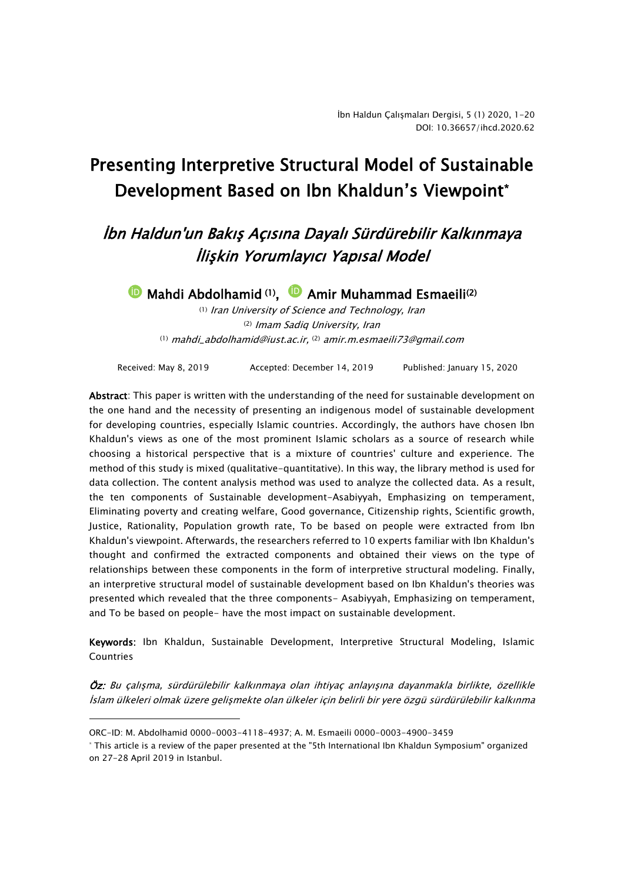# Presenting Interpretive Structural Model of Sustainable Development Based on Ibn Khaldun's Viewpoint*

## *İbn Haldun'un Bakış Açısına Dayalı Sürdürebilir Kalkınmaya İlişkin Yorumlayıcı Yapısal Model*

**Mahdi Abdolhamid** [1], **Amir Muhammad Esmaeili** [2]

[1] *Iran University of Science and Technology, Iran*
[2] *Imam Sadiq University, Iran*
[1] *mahdi_abdolhamid@iust.ac.ir,* [2] *amir.m.esmaeili73@gmail.com*

Received: May 8, 2019 Accepted: December 14, 2019 Published: January 15, 2020

**Abstract**: This paper is written with the understanding of the need for sustainable development on the one hand and the necessity of presenting an indigenous model of sustainable development for developing countries, especially Islamic countries. Accordingly, the authors have chosen Ibn Khaldun's views as one of the most prominent Islamic scholars as a source of research while choosing a historical perspective that is a mixture of countries' culture and experience. The method of this study is mixed (qualitative-quantitative). In this way, the library method is used for data collection. The content analysis method was used to analyze the collected data. As a result, the ten components of Sustainable development-Asabiyyah, Emphasizing on temperament, Eliminating poverty and creating welfare, Good governance, Citizenship rights, Scientific growth, Justice, Rationality, Population growth rate, To be based on people were extracted from Ibn Khaldun's viewpoint. Afterwards, the researchers referred to 10 experts familiar with Ibn Khaldun's thought and confirmed the extracted components and obtained their views on the type of relationships between these components in the form of interpretive structural modeling. Finally, an interpretive structural model of sustainable development based on Ibn Khaldun's theories was presented which revealed that the three components- Asabiyyah, Emphasizing on temperament, and To be based on people- have the most impact on sustainable development.

**Keywords:** Ibn Khaldun, Sustainable Development, Interpretive Structural Modeling, Islamic Countries

***Öz:*** *Bu çalışma, sürdürülebilir kalkınmaya olan ihtiyaç anlayışına dayanmakla birlikte, özellikle İslam ülkeleri olmak üzere gelişmekte olan ülkeler için belirli bir yere özgü sürdürülebilir kalkınma*

---

ORC-ID: M. Abdolhamid 0000-0003-4118-4937; A. M. Esmaeili 0000-0003-4900-3459

* This article is a review of the paper presented at the "5th International Ibn Khaldun Symposium" organized on 27-28 April 2019 in Istanbul.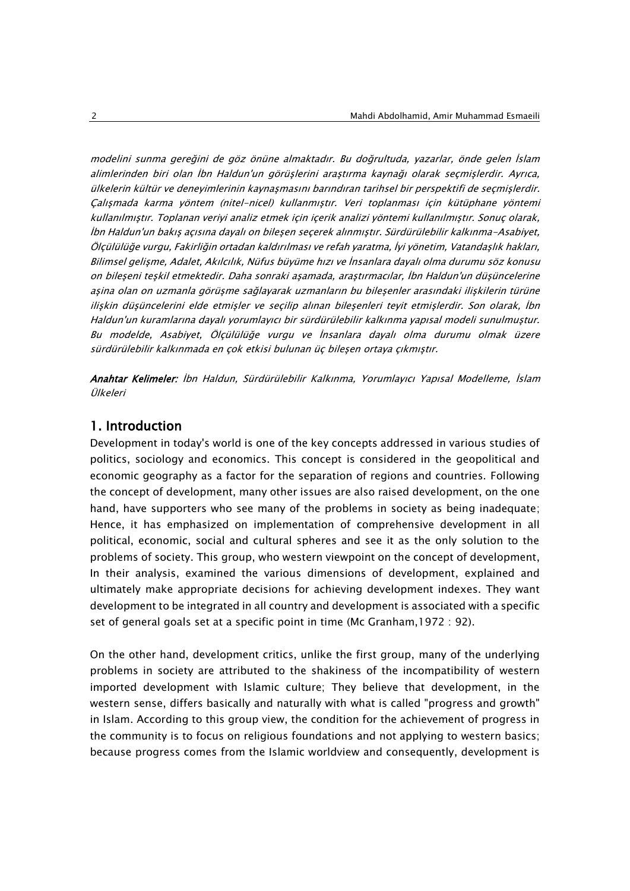*modelini sunma gereğini de göz önüne almaktadır. Bu doğrultuda, yazarlar, önde gelen İslam alimlerinden biri olan İbn Haldun'un görüşlerini araştırma kaynağı olarak seçmişlerdir. Ayrıca, ülkelerin kültür ve deneyimlerinin kaynaşmasını barındıran tarihsel bir perspektifi de seçmişlerdir. Çalışmada karma yöntem (nitel-nicel) kullanmıştır. Veri toplanması için kütüphane yöntemi kullanılmıştır. Toplanan veriyi analiz etmek için içerik analizi yöntemi kullanılmıştır. Sonuç olarak, İbn Haldun'un bakış açısına dayalı on bileşen seçerek alınmıştır. Sürdürülebilir kalkınma-Asabiyet, Ölçülülüğe vurgu, Fakirliğin ortadan kaldırılması ve refah yaratma, İyi yönetim, Vatandaşlık hakları, Bilimsel gelişme, Adalet, Akılcılık, Nüfus büyüme hızı ve İnsanlara dayalı olma durumu söz konusu on bileşeni teşkil etmektedir. Daha sonraki aşamada, araştırmacılar, İbn Haldun'un düşüncelerine aşina olan on uzmanla görüşme sağlayarak uzmanların bu bileşenler arasındaki ilişkilerin türüne ilişkin düşüncelerini elde etmişler ve seçilip alınan bileşenleri teyit etmişlerdir. Son olarak, İbn Haldun'un kuramlarına dayalı yorumlayıcı bir sürdürülebilir kalkınma yapısal modeli sunulmuştur. Bu modelde, Asabiyet, Ölçülülüğe vurgu ve İnsanlara dayalı olma durumu olmak üzere sürdürülebilir kalkınmada en çok etkisi bulunan üç bileşen ortaya çıkmıştır.*

***Anahtar Kelimeler:*** *İbn Haldun, Sürdürülebilir Kalkınma, Yorumlayıcı Yapısal Modelleme, İslam Ülkeleri*

## 1. Introduction

Development in today's world is one of the key concepts addressed in various studies of politics, sociology and economics. This concept is considered in the geopolitical and economic geography as a factor for the separation of regions and countries. Following the concept of development, many other issues are also raised development, on the one hand, have supporters who see many of the problems in society as being inadequate; Hence, it has emphasized on implementation of comprehensive development in all political, economic, social and cultural spheres and see it as the only solution to the problems of society. This group, who western viewpoint on the concept of development, In their analysis, examined the various dimensions of development, explained and ultimately make appropriate decisions for achieving development indexes. They want development to be integrated in all country and development is associated with a specific set of general goals set at a specific point in time (Mc Granham,1972 : 92).

On the other hand, development critics, unlike the first group, many of the underlying problems in society are attributed to the shakiness of the incompatibility of western imported development with Islamic culture; They believe that development, in the western sense, differs basically and naturally with what is called "progress and growth" in Islam. According to this group view, the condition for the achievement of progress in the community is to focus on religious foundations and not applying to western basics; because progress comes from the Islamic worldview and consequently, development is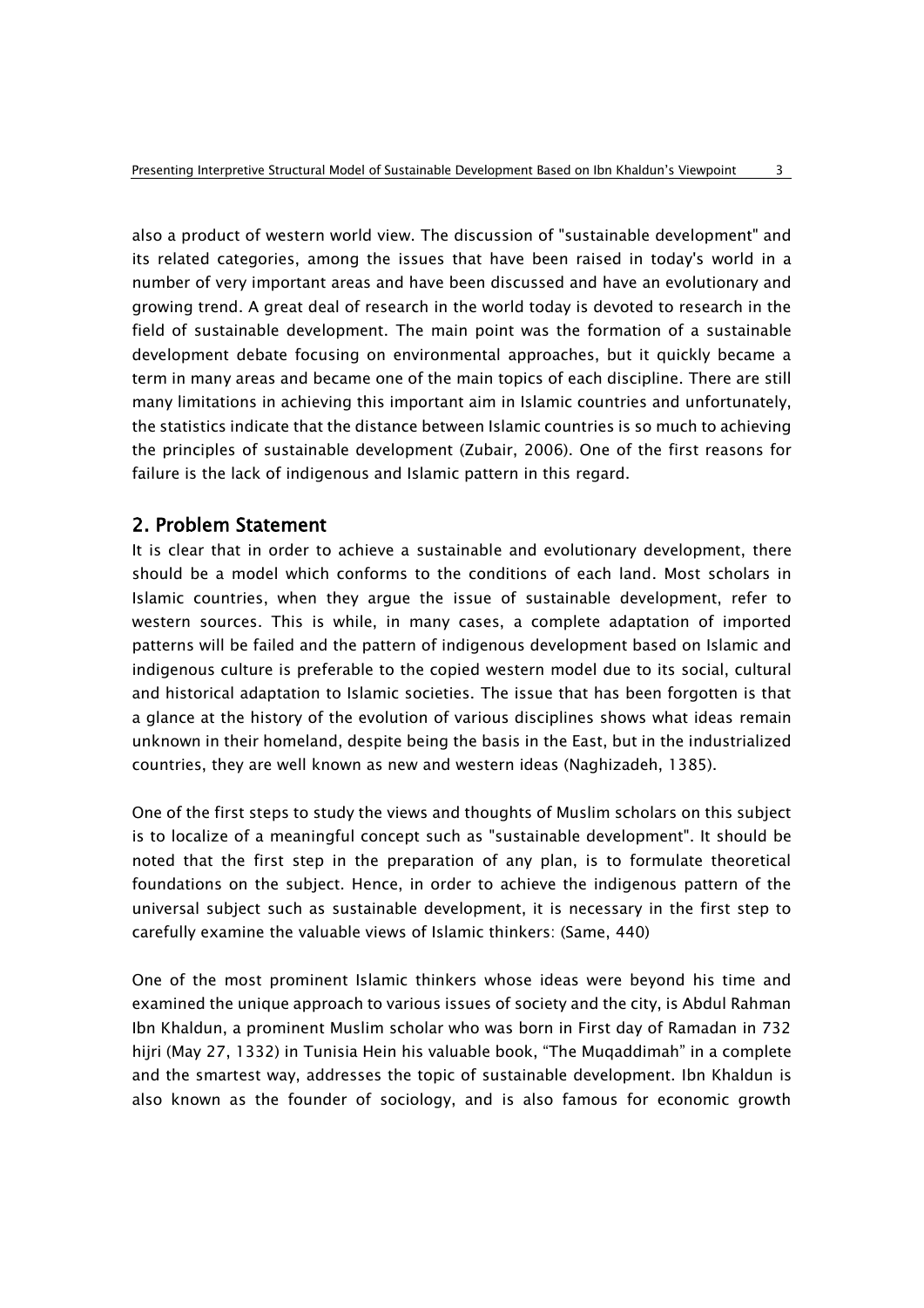also a product of western world view. The discussion of "sustainable development" and its related categories, among the issues that have been raised in today's world in a number of very important areas and have been discussed and have an evolutionary and growing trend. A great deal of research in the world today is devoted to research in the field of sustainable development. The main point was the formation of a sustainable development debate focusing on environmental approaches, but it quickly became a term in many areas and became one of the main topics of each discipline. There are still many limitations in achieving this important aim in Islamic countries and unfortunately, the statistics indicate that the distance between Islamic countries is so much to achieving the principles of sustainable development (Zubair, 2006). One of the first reasons for failure is the lack of indigenous and Islamic pattern in this regard.

## 2. Problem Statement

It is clear that in order to achieve a sustainable and evolutionary development, there should be a model which conforms to the conditions of each land. Most scholars in Islamic countries, when they argue the issue of sustainable development, refer to western sources. This is while, in many cases, a complete adaptation of imported patterns will be failed and the pattern of indigenous development based on Islamic and indigenous culture is preferable to the copied western model due to its social, cultural and historical adaptation to Islamic societies. The issue that has been forgotten is that a glance at the history of the evolution of various disciplines shows what ideas remain unknown in their homeland, despite being the basis in the East, but in the industrialized countries, they are well known as new and western ideas (Naghizadeh, 1385).

One of the first steps to study the views and thoughts of Muslim scholars on this subject is to localize of a meaningful concept such as "sustainable development". It should be noted that the first step in the preparation of any plan, is to formulate theoretical foundations on the subject. Hence, in order to achieve the indigenous pattern of the universal subject such as sustainable development, it is necessary in the first step to carefully examine the valuable views of Islamic thinkers: (Same, 440)

One of the most prominent Islamic thinkers whose ideas were beyond his time and examined the unique approach to various issues of society and the city, is Abdul Rahman Ibn Khaldun, a prominent Muslim scholar who was born in First day of Ramadan in 732 hijri (May 27, 1332) in Tunisia Hein his valuable book, "The Muqaddimah" in a complete and the smartest way, addresses the topic of sustainable development. Ibn Khaldun is also known as the founder of sociology, and is also famous for economic growth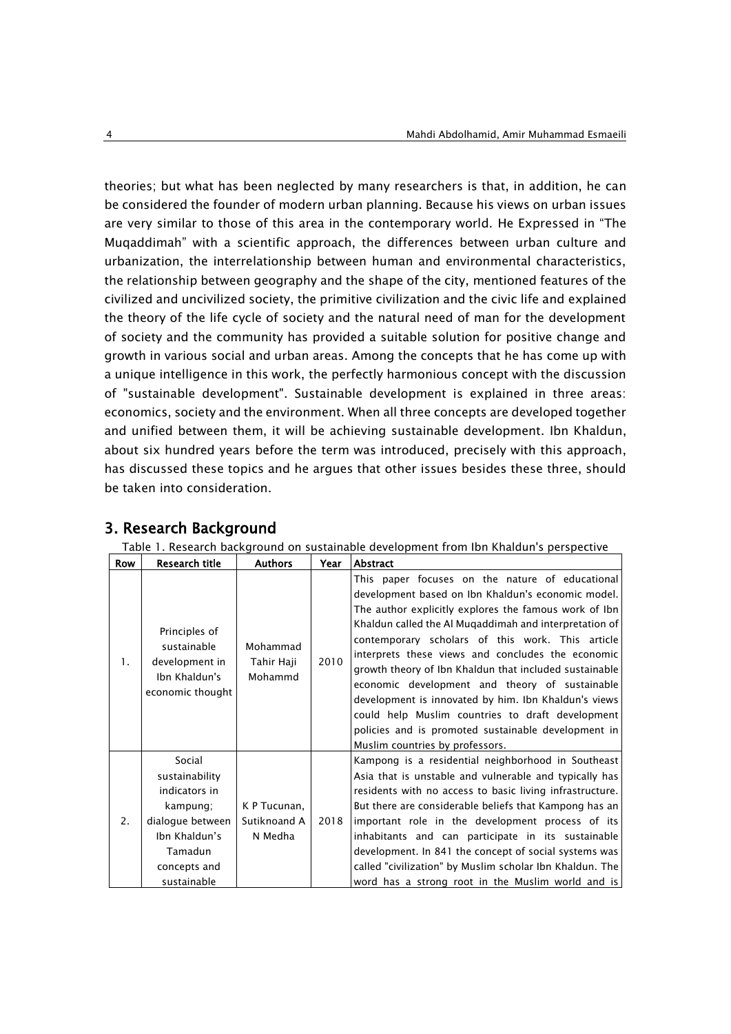theories; but what has been neglected by many researchers is that, in addition, he can be considered the founder of modern urban planning. Because his views on urban issues are very similar to those of this area in the contemporary world. He Expressed in "The Muqaddimah" with a scientific approach, the differences between urban culture and urbanization, the interrelationship between human and environmental characteristics, the relationship between geography and the shape of the city, mentioned features of the civilized and uncivilized society, the primitive civilization and the civic life and explained the theory of the life cycle of society and the natural need of man for the development of society and the community has provided a suitable solution for positive change and growth in various social and urban areas. Among the concepts that he has come up with a unique intelligence in this work, the perfectly harmonious concept with the discussion of "sustainable development". Sustainable development is explained in three areas: economics, society and the environment. When all three concepts are developed together and unified between them, it will be achieving sustainable development. Ibn Khaldun, about six hundred years before the term was introduced, precisely with this approach, has discussed these topics and he argues that other issues besides these three, should be taken into consideration.

## 3. Research Background

Table 1. Research background on sustainable development from Ibn Khaldun's perspective

| Row | Research title | Authors | Year | Abstract |
|---|---|---|---|---|
| 1. | Principles of sustainable development in Ibn Khaldun's economic thought | Mohammad Tahir Haji Mohammd | 2010 | This paper focuses on the nature of educational development based on Ibn Khaldun's economic model. The author explicitly explores the famous work of Ibn Khaldun called the Al Muqaddimah and interpretation of contemporary scholars of this work. This article interprets these views and concludes the economic growth theory of Ibn Khaldun that included sustainable economic development and theory of sustainable development is innovated by him. Ibn Khaldun's views could help Muslim countries to draft development policies and is promoted sustainable development in Muslim countries by professors. |
| 2. | Social sustainability indicators in kampung; dialogue between Ibn Khaldun's Tamadun concepts and sustainable | K P Tucunan, Sutiknoand A N Medha | 2018 | Kampong is a residential neighborhood in Southeast Asia that is unstable and vulnerable and typically has residents with no access to basic living infrastructure. But there are considerable beliefs that Kampong has an important role in the development process of its inhabitants and can participate in its sustainable development. In 841 the concept of social systems was called "civilization" by Muslim scholar Ibn Khaldun. The word has a strong root in the Muslim world and is |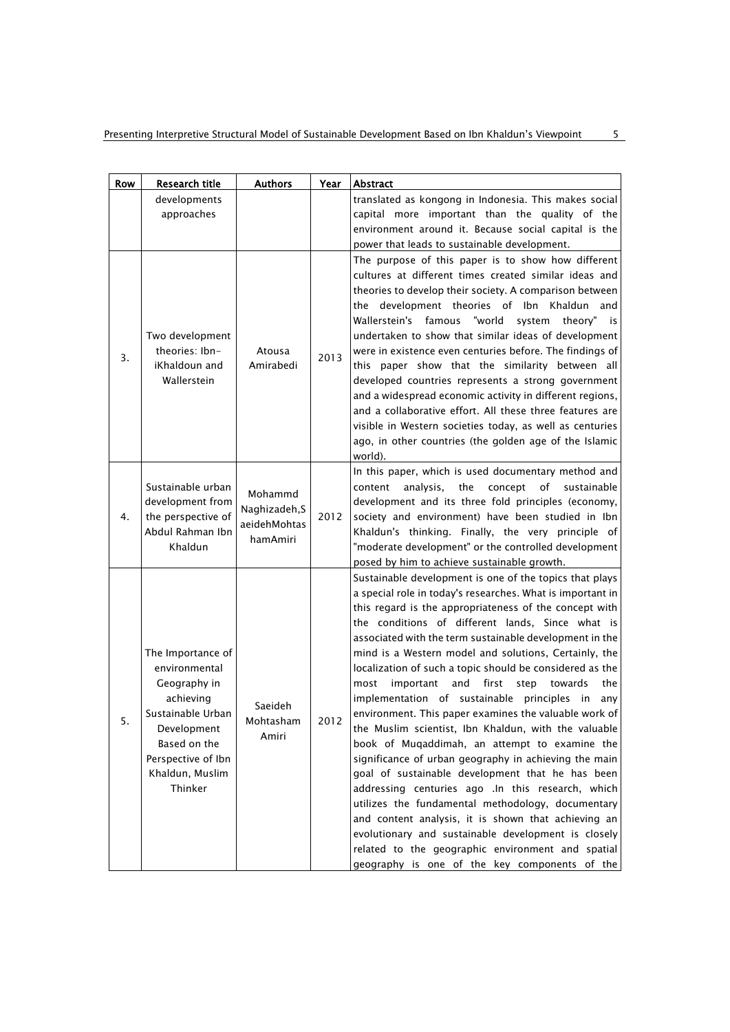| Row | Research title | Authors | Year | Abstract |
|---|---|---|---|---|
| | developments approaches | | | translated as kongong in Indonesia. This makes social capital more important than the quality of the environment around it. Because social capital is the power that leads to sustainable development. |
| 3. | Two development theories: Ibn-iKhaldoun and Wallerstein | Atousa Amirabedi | 2013 | The purpose of this paper is to show how different cultures at different times created similar ideas and theories to develop their society. A comparison between the development theories of Ibn Khaldun and Wallerstein's famous "world system theory" is undertaken to show that similar ideas of development were in existence even centuries before. The findings of this paper show that the similarity between all developed countries represents a strong government and a widespread economic activity in different regions, and a collaborative effort. All these three features are visible in Western societies today, as well as centuries ago, in other countries (the golden age of the Islamic world). |
| 4. | Sustainable urban development from the perspective of Abdul Rahman Ibn Khaldun | Mohammd Naghizadeh,SaeidehMohtashamAmiri | 2012 | In this paper, which is used documentary method and content analysis, the concept of sustainable development and its three fold principles (economy, society and environment) have been studied in Ibn Khaldun's thinking. Finally, the very principle of "moderate development" or the controlled development posed by him to achieve sustainable growth. |
| 5. | The Importance of environmental Geography in achieving Sustainable Urban Development Based on the Perspective of Ibn Khaldun, Muslim Thinker | Saeideh Mohtasham Amiri | 2012 | Sustainable development is one of the topics that plays a special role in today's researches. What is important in this regard is the appropriateness of the concept with the conditions of different lands, Since what is associated with the term sustainable development in the mind is a Western model and solutions, Certainly, the localization of such a topic should be considered as the most important and first step towards the implementation of sustainable principles in any environment. This paper examines the valuable work of the Muslim scientist, Ibn Khaldun, with the valuable book of Muqaddimah, an attempt to examine the significance of urban geography in achieving the main goal of sustainable development that he has been addressing centuries ago .In this research, which utilizes the fundamental methodology, documentary and content analysis, it is shown that achieving an evolutionary and sustainable development is closely related to the geographic environment and spatial geography is one of the key components of the |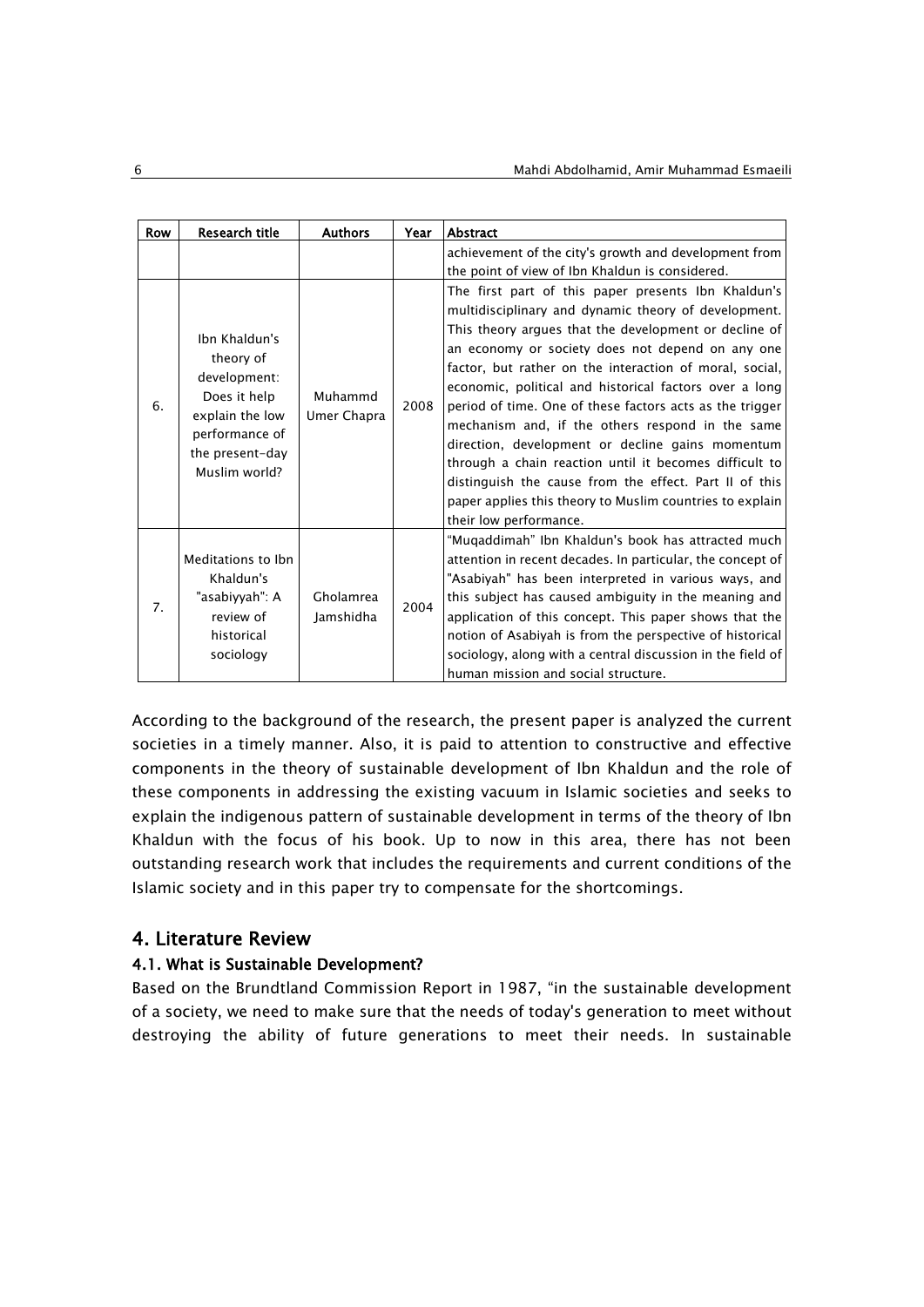| Row | Research title | Authors | Year | Abstract |
|---|---|---|---|---|
| | | | | achievement of the city's growth and development from the point of view of Ibn Khaldun is considered. |
| 6. | Ibn Khaldun's theory of development: Does it help explain the low performance of the present-day Muslim world? | Muhammd Umer Chapra | 2008 | The first part of this paper presents Ibn Khaldun's multidisciplinary and dynamic theory of development. This theory argues that the development or decline of an economy or society does not depend on any one factor, but rather on the interaction of moral, social, economic, political and historical factors over a long period of time. One of these factors acts as the trigger mechanism and, if the others respond in the same direction, development or decline gains momentum through a chain reaction until it becomes difficult to distinguish the cause from the effect. Part II of this paper applies this theory to Muslim countries to explain their low performance. |
| 7. | Meditations to Ibn Khaldun's "asabiyyah": A review of historical sociology | Gholamrea Jamshidha | 2004 | "Muqaddimah" Ibn Khaldun's book has attracted much attention in recent decades. In particular, the concept of "Asabiyah" has been interpreted in various ways, and this subject has caused ambiguity in the meaning and application of this concept. This paper shows that the notion of Asabiyah is from the perspective of historical sociology, along with a central discussion in the field of human mission and social structure. |

According to the background of the research, the present paper is analyzed the current societies in a timely manner. Also, it is paid to attention to constructive and effective components in the theory of sustainable development of Ibn Khaldun and the role of these components in addressing the existing vacuum in Islamic societies and seeks to explain the indigenous pattern of sustainable development in terms of the theory of Ibn Khaldun with the focus of his book. Up to now in this area, there has not been outstanding research work that includes the requirements and current conditions of the Islamic society and in this paper try to compensate for the shortcomings.

## 4. Literature Review

### 4.1. What is Sustainable Development?

Based on the Brundtland Commission Report in 1987, "in the sustainable development of a society, we need to make sure that the needs of today's generation to meet without destroying the ability of future generations to meet their needs. In sustainable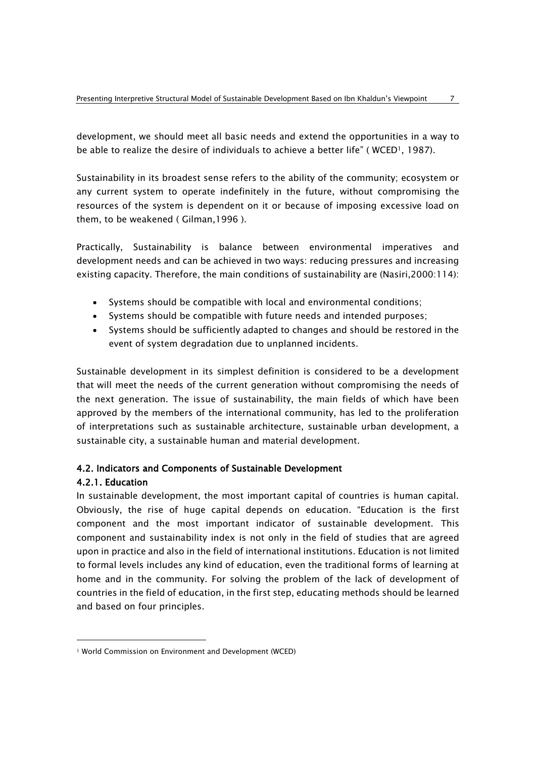development, we should meet all basic needs and extend the opportunities in a way to be able to realize the desire of individuals to achieve a better life" ( WCED[1], 1987).

Sustainability in its broadest sense refers to the ability of the community; ecosystem or any current system to operate indefinitely in the future, without compromising the resources of the system is dependent on it or because of imposing excessive load on them, to be weakened ( Gilman,1996 ).

Practically, Sustainability is balance between environmental imperatives and development needs and can be achieved in two ways: reducing pressures and increasing existing capacity. Therefore, the main conditions of sustainability are (Nasiri,2000:114):

- Systems should be compatible with local and environmental conditions;
- Systems should be compatible with future needs and intended purposes;
- Systems should be sufficiently adapted to changes and should be restored in the event of system degradation due to unplanned incidents.

Sustainable development in its simplest definition is considered to be a development that will meet the needs of the current generation without compromising the needs of the next generation. The issue of sustainability, the main fields of which have been approved by the members of the international community, has led to the proliferation of interpretations such as sustainable architecture, sustainable urban development, a sustainable city, a sustainable human and material development.

### 4.2. Indicators and Components of Sustainable Development

#### 4.2.1. Education

In sustainable development, the most important capital of countries is human capital. Obviously, the rise of huge capital depends on education. "Education is the first component and the most important indicator of sustainable development. This component and sustainability index is not only in the field of studies that are agreed upon in practice and also in the field of international institutions. Education is not limited to formal levels includes any kind of education, even the traditional forms of learning at home and in the community. For solving the problem of the lack of development of countries in the field of education, in the first step, educating methods should be learned and based on four principles.

---

[1] World Commission on Environment and Development (WCED)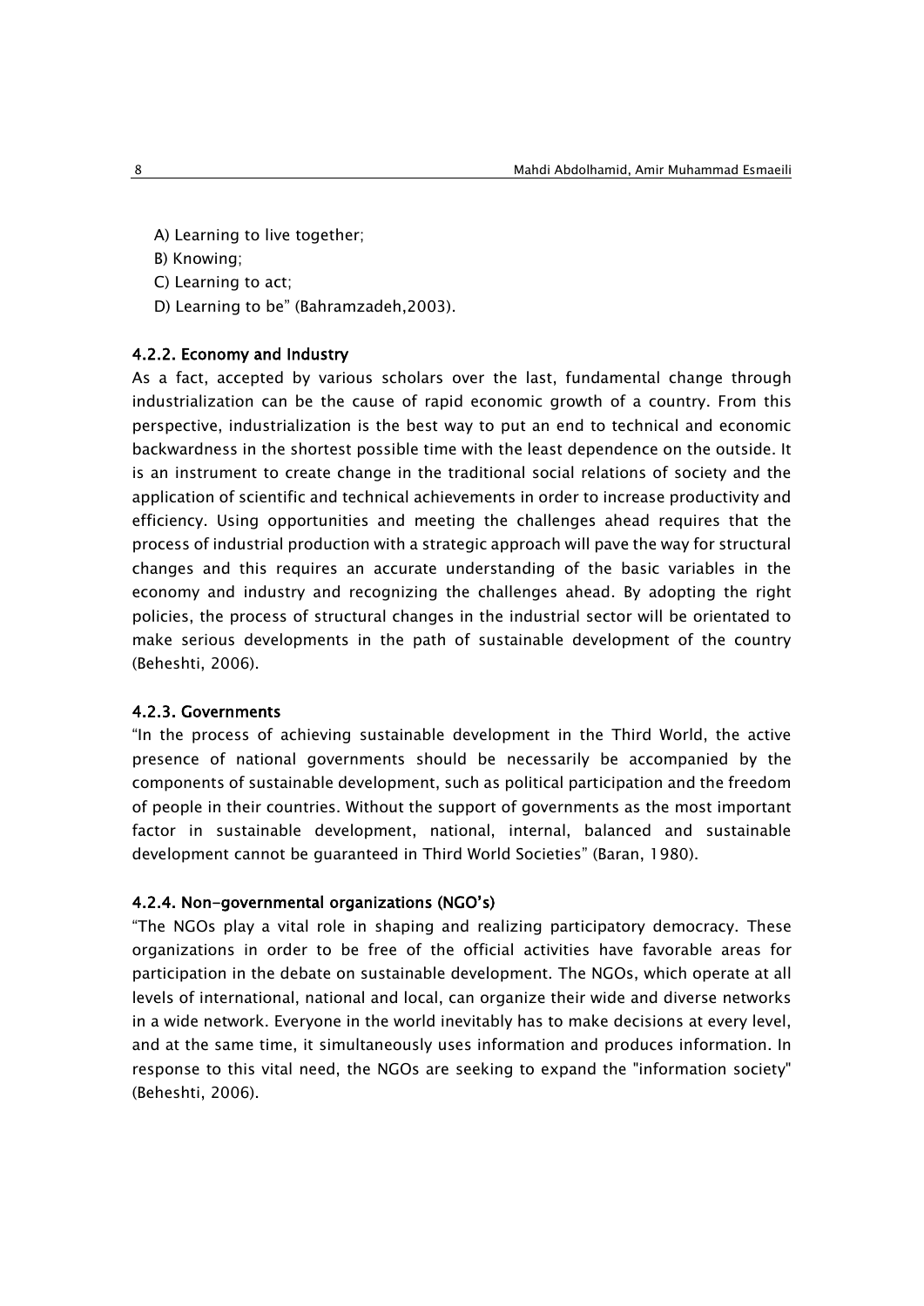A) Learning to live together;

B) Knowing;

C) Learning to act;

D) Learning to be" (Bahramzadeh,2003).

#### 4.2.2. Economy and Industry

As a fact, accepted by various scholars over the last, fundamental change through industrialization can be the cause of rapid economic growth of a country. From this perspective, industrialization is the best way to put an end to technical and economic backwardness in the shortest possible time with the least dependence on the outside. It is an instrument to create change in the traditional social relations of society and the application of scientific and technical achievements in order to increase productivity and efficiency. Using opportunities and meeting the challenges ahead requires that the process of industrial production with a strategic approach will pave the way for structural changes and this requires an accurate understanding of the basic variables in the economy and industry and recognizing the challenges ahead. By adopting the right policies, the process of structural changes in the industrial sector will be orientated to make serious developments in the path of sustainable development of the country (Beheshti, 2006).

#### 4.2.3. Governments

"In the process of achieving sustainable development in the Third World, the active presence of national governments should be necessarily be accompanied by the components of sustainable development, such as political participation and the freedom of people in their countries. Without the support of governments as the most important factor in sustainable development, national, internal, balanced and sustainable development cannot be guaranteed in Third World Societies" (Baran, 1980).

#### 4.2.4. Non-governmental organizations (NGO's)

"The NGOs play a vital role in shaping and realizing participatory democracy. These organizations in order to be free of the official activities have favorable areas for participation in the debate on sustainable development. The NGOs, which operate at all levels of international, national and local, can organize their wide and diverse networks in a wide network. Everyone in the world inevitably has to make decisions at every level, and at the same time, it simultaneously uses information and produces information. In response to this vital need, the NGOs are seeking to expand the "information society" (Beheshti, 2006).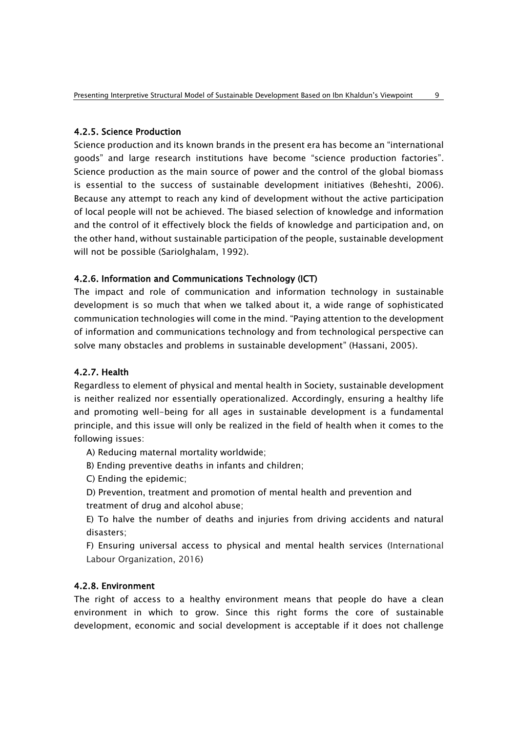#### 4.2.5. Science Production

Science production and its known brands in the present era has become an "international goods" and large research institutions have become "science production factories". Science production as the main source of power and the control of the global biomass is essential to the success of sustainable development initiatives (Beheshti, 2006). Because any attempt to reach any kind of development without the active participation of local people will not be achieved. The biased selection of knowledge and information and the control of it effectively block the fields of knowledge and participation and, on the other hand, without sustainable participation of the people, sustainable development will not be possible (Sariolghalam, 1992).

#### 4.2.6. Information and Communications Technology (ICT)

The impact and role of communication and information technology in sustainable development is so much that when we talked about it, a wide range of sophisticated communication technologies will come in the mind. "Paying attention to the development of information and communications technology and from technological perspective can solve many obstacles and problems in sustainable development" (Hassani, 2005).

#### 4.2.7. Health

Regardless to element of physical and mental health in Society, sustainable development is neither realized nor essentially operationalized. Accordingly, ensuring a healthy life and promoting well-being for all ages in sustainable development is a fundamental principle, and this issue will only be realized in the field of health when it comes to the following issues:

A) Reducing maternal mortality worldwide;

B) Ending preventive deaths in infants and children;

C) Ending the epidemic;

D) Prevention, treatment and promotion of mental health and prevention and treatment of drug and alcohol abuse;

E) To halve the number of deaths and injuries from driving accidents and natural disasters;

F) Ensuring universal access to physical and mental health services (International Labour Organization, 2016)

#### 4.2.8. Environment

The right of access to a healthy environment means that people do have a clean environment in which to grow. Since this right forms the core of sustainable development, economic and social development is acceptable if it does not challenge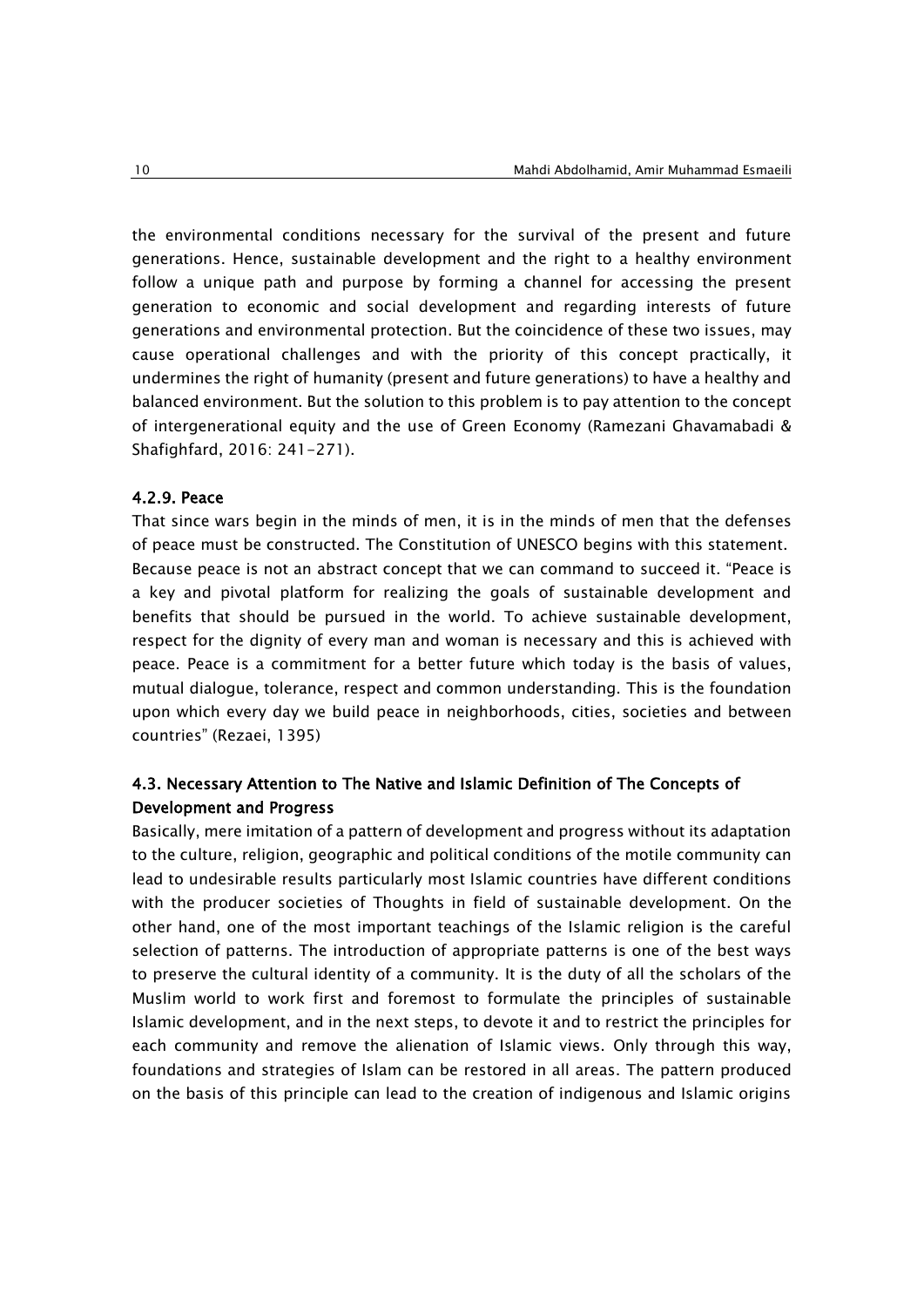the environmental conditions necessary for the survival of the present and future generations. Hence, sustainable development and the right to a healthy environment follow a unique path and purpose by forming a channel for accessing the present generation to economic and social development and regarding interests of future generations and environmental protection. But the coincidence of these two issues, may cause operational challenges and with the priority of this concept practically, it undermines the right of humanity (present and future generations) to have a healthy and balanced environment. But the solution to this problem is to pay attention to the concept of intergenerational equity and the use of Green Economy (Ramezani Ghavamabadi & Shafighfard, 2016: 241-271).

#### 4.2.9. Peace

That since wars begin in the minds of men, it is in the minds of men that the defenses of peace must be constructed. The Constitution of UNESCO begins with this statement. Because peace is not an abstract concept that we can command to succeed it. "Peace is a key and pivotal platform for realizing the goals of sustainable development and benefits that should be pursued in the world. To achieve sustainable development, respect for the dignity of every man and woman is necessary and this is achieved with peace. Peace is a commitment for a better future which today is the basis of values, mutual dialogue, tolerance, respect and common understanding. This is the foundation upon which every day we build peace in neighborhoods, cities, societies and between countries" (Rezaei, 1395)

### 4.3. Necessary Attention to The Native and Islamic Definition of The Concepts of Development and Progress

Basically, mere imitation of a pattern of development and progress without its adaptation to the culture, religion, geographic and political conditions of the motile community can lead to undesirable results particularly most Islamic countries have different conditions with the producer societies of Thoughts in field of sustainable development. On the other hand, one of the most important teachings of the Islamic religion is the careful selection of patterns. The introduction of appropriate patterns is one of the best ways to preserve the cultural identity of a community. It is the duty of all the scholars of the Muslim world to work first and foremost to formulate the principles of sustainable Islamic development, and in the next steps, to devote it and to restrict the principles for each community and remove the alienation of Islamic views. Only through this way, foundations and strategies of Islam can be restored in all areas. The pattern produced on the basis of this principle can lead to the creation of indigenous and Islamic origins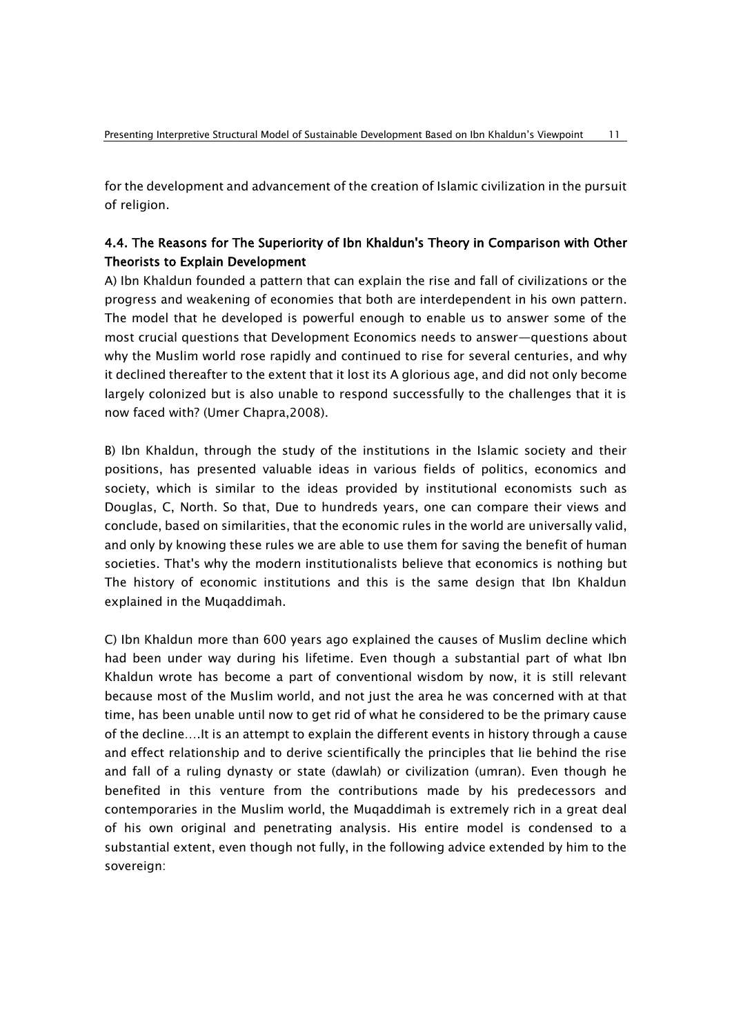for the development and advancement of the creation of Islamic civilization in the pursuit of religion.

### 4.4. The Reasons for The Superiority of Ibn Khaldun's Theory in Comparison with Other Theorists to Explain Development

A) Ibn Khaldun founded a pattern that can explain the rise and fall of civilizations or the progress and weakening of economies that both are interdependent in his own pattern. The model that he developed is powerful enough to enable us to answer some of the most crucial questions that Development Economics needs to answer—questions about why the Muslim world rose rapidly and continued to rise for several centuries, and why it declined thereafter to the extent that it lost its A glorious age, and did not only become largely colonized but is also unable to respond successfully to the challenges that it is now faced with? (Umer Chapra,2008).

B) Ibn Khaldun, through the study of the institutions in the Islamic society and their positions, has presented valuable ideas in various fields of politics, economics and society, which is similar to the ideas provided by institutional economists such as Douglas, C, North. So that, Due to hundreds years, one can compare their views and conclude, based on similarities, that the economic rules in the world are universally valid, and only by knowing these rules we are able to use them for saving the benefit of human societies. That's why the modern institutionalists believe that economics is nothing but The history of economic institutions and this is the same design that Ibn Khaldun explained in the Muqaddimah.

C) Ibn Khaldun more than 600 years ago explained the causes of Muslim decline which had been under way during his lifetime. Even though a substantial part of what Ibn Khaldun wrote has become a part of conventional wisdom by now, it is still relevant because most of the Muslim world, and not just the area he was concerned with at that time, has been unable until now to get rid of what he considered to be the primary cause of the decline….It is an attempt to explain the different events in history through a cause and effect relationship and to derive scientifically the principles that lie behind the rise and fall of a ruling dynasty or state (dawlah) or civilization (umran). Even though he benefited in this venture from the contributions made by his predecessors and contemporaries in the Muslim world, the Muqaddimah is extremely rich in a great deal of his own original and penetrating analysis. His entire model is condensed to a substantial extent, even though not fully, in the following advice extended by him to the sovereign: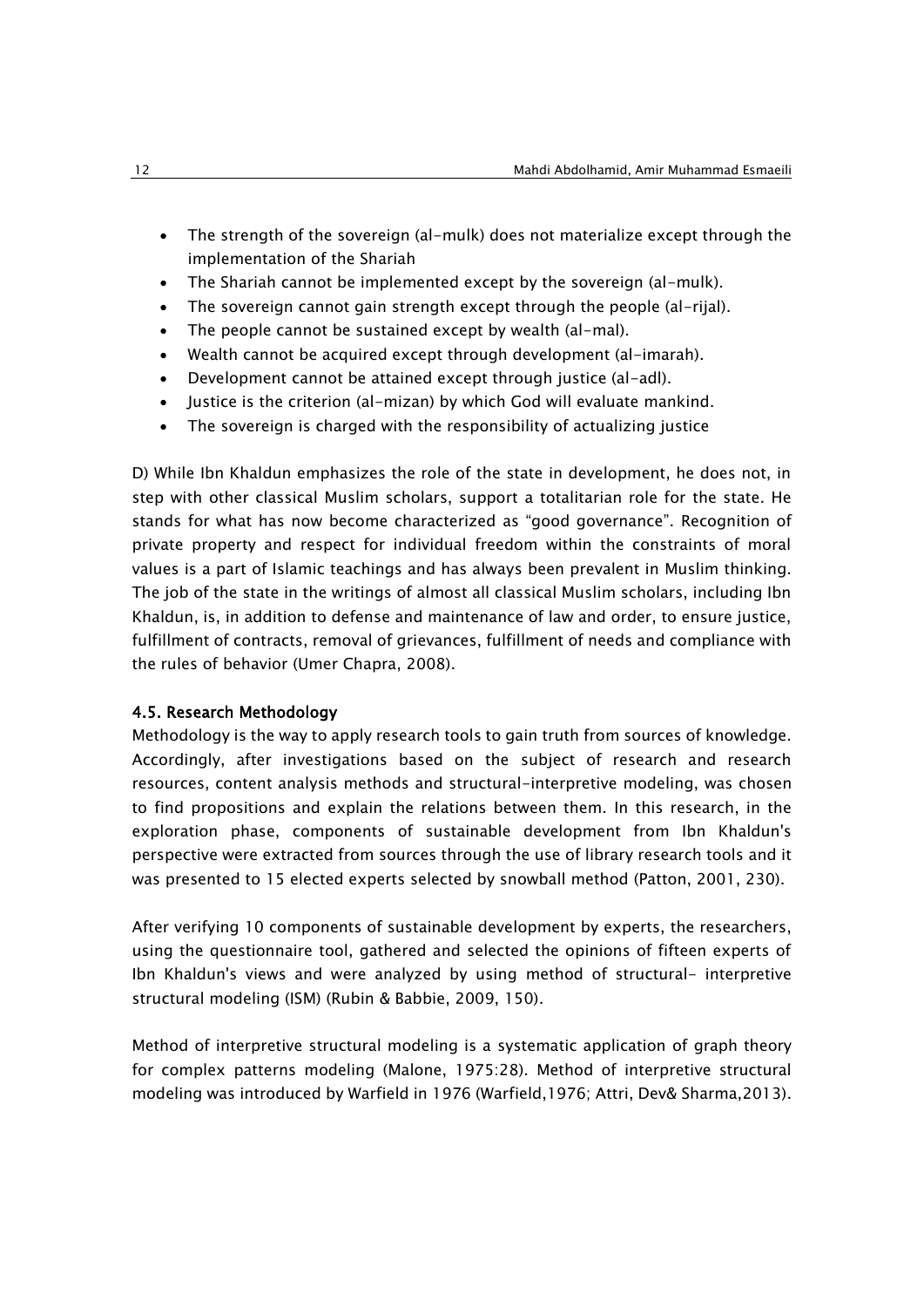- The strength of the sovereign (al-mulk) does not materialize except through the implementation of the Shariah
- The Shariah cannot be implemented except by the sovereign (al-mulk).
- The sovereign cannot gain strength except through the people (al-rijal).
- The people cannot be sustained except by wealth (al-mal).
- Wealth cannot be acquired except through development (al-imarah).
- Development cannot be attained except through justice (al-adl).
- Justice is the criterion (al-mizan) by which God will evaluate mankind.
- The sovereign is charged with the responsibility of actualizing justice

D) While Ibn Khaldun emphasizes the role of the state in development, he does not, in step with other classical Muslim scholars, support a totalitarian role for the state. He stands for what has now become characterized as "good governance". Recognition of private property and respect for individual freedom within the constraints of moral values is a part of Islamic teachings and has always been prevalent in Muslim thinking. The job of the state in the writings of almost all classical Muslim scholars, including Ibn Khaldun, is, in addition to defense and maintenance of law and order, to ensure justice, fulfillment of contracts, removal of grievances, fulfillment of needs and compliance with the rules of behavior (Umer Chapra, 2008).

### 4.5. Research Methodology

Methodology is the way to apply research tools to gain truth from sources of knowledge. Accordingly, after investigations based on the subject of research and research resources, content analysis methods and structural-interpretive modeling, was chosen to find propositions and explain the relations between them. In this research, in the exploration phase, components of sustainable development from Ibn Khaldun's perspective were extracted from sources through the use of library research tools and it was presented to 15 elected experts selected by snowball method (Patton, 2001, 230).

After verifying 10 components of sustainable development by experts, the researchers, using the questionnaire tool, gathered and selected the opinions of fifteen experts of Ibn Khaldun's views and were analyzed by using method of structural- interpretive structural modeling (ISM) (Rubin & Babbie, 2009, 150).

Method of interpretive structural modeling is a systematic application of graph theory for complex patterns modeling (Malone, 1975:28). Method of interpretive structural modeling was introduced by Warfield in 1976 (Warfield,1976; Attri, Dev& Sharma,2013).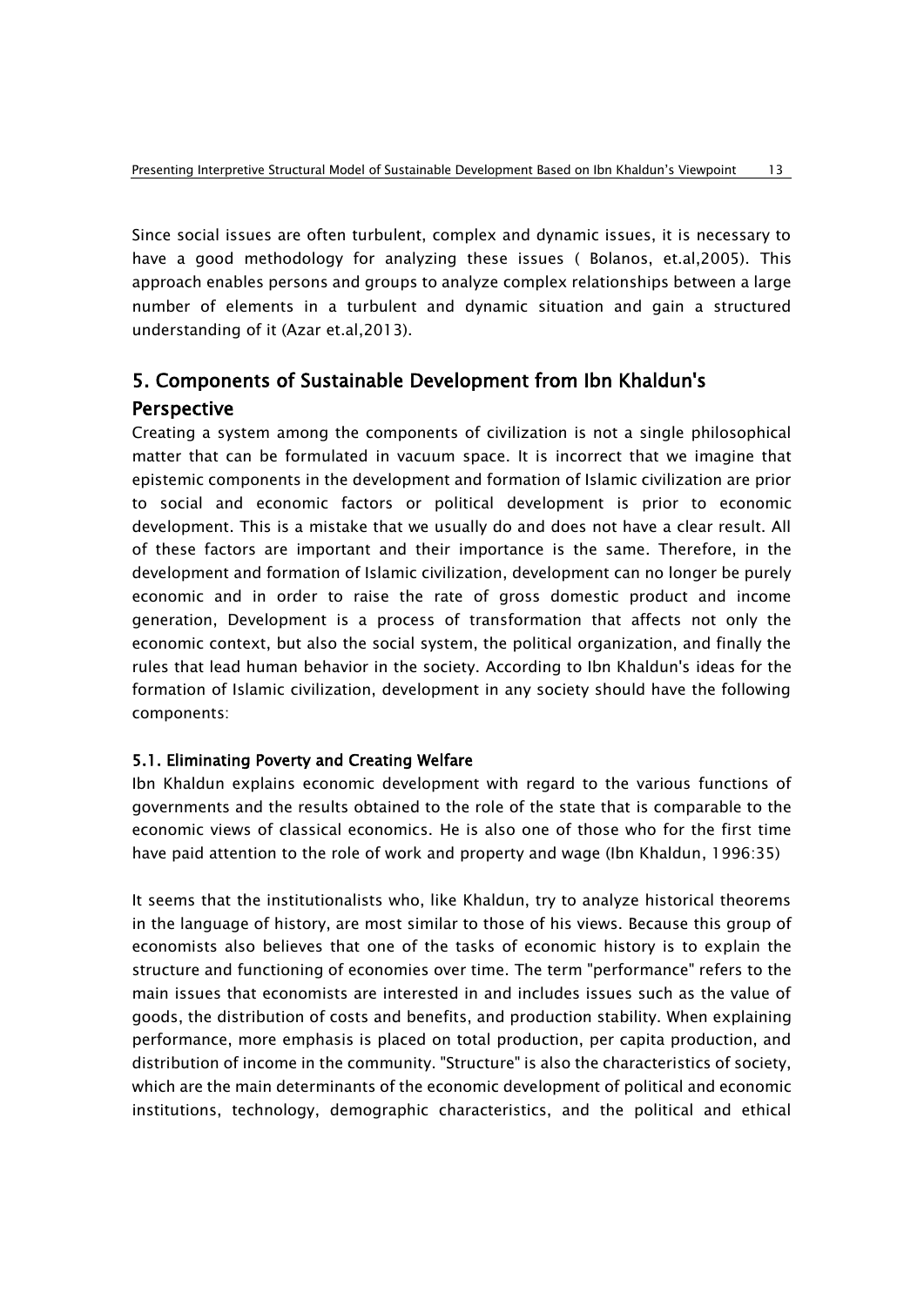Since social issues are often turbulent, complex and dynamic issues, it is necessary to have a good methodology for analyzing these issues ( Bolanos, et.al,2005). This approach enables persons and groups to analyze complex relationships between a large number of elements in a turbulent and dynamic situation and gain a structured understanding of it (Azar et.al,2013).

## 5. Components of Sustainable Development from Ibn Khaldun's Perspective

Creating a system among the components of civilization is not a single philosophical matter that can be formulated in vacuum space. It is incorrect that we imagine that epistemic components in the development and formation of Islamic civilization are prior to social and economic factors or political development is prior to economic development. This is a mistake that we usually do and does not have a clear result. All of these factors are important and their importance is the same. Therefore, in the development and formation of Islamic civilization, development can no longer be purely economic and in order to raise the rate of gross domestic product and income generation, Development is a process of transformation that affects not only the economic context, but also the social system, the political organization, and finally the rules that lead human behavior in the society. According to Ibn Khaldun's ideas for the formation of Islamic civilization, development in any society should have the following components:

### 5.1. Eliminating Poverty and Creating Welfare

Ibn Khaldun explains economic development with regard to the various functions of governments and the results obtained to the role of the state that is comparable to the economic views of classical economics. He is also one of those who for the first time have paid attention to the role of work and property and wage (Ibn Khaldun, 1996:35)

It seems that the institutionalists who, like Khaldun, try to analyze historical theorems in the language of history, are most similar to those of his views. Because this group of economists also believes that one of the tasks of economic history is to explain the structure and functioning of economies over time. The term "performance" refers to the main issues that economists are interested in and includes issues such as the value of goods, the distribution of costs and benefits, and production stability. When explaining performance, more emphasis is placed on total production, per capita production, and distribution of income in the community. "Structure" is also the characteristics of society, which are the main determinants of the economic development of political and economic institutions, technology, demographic characteristics, and the political and ethical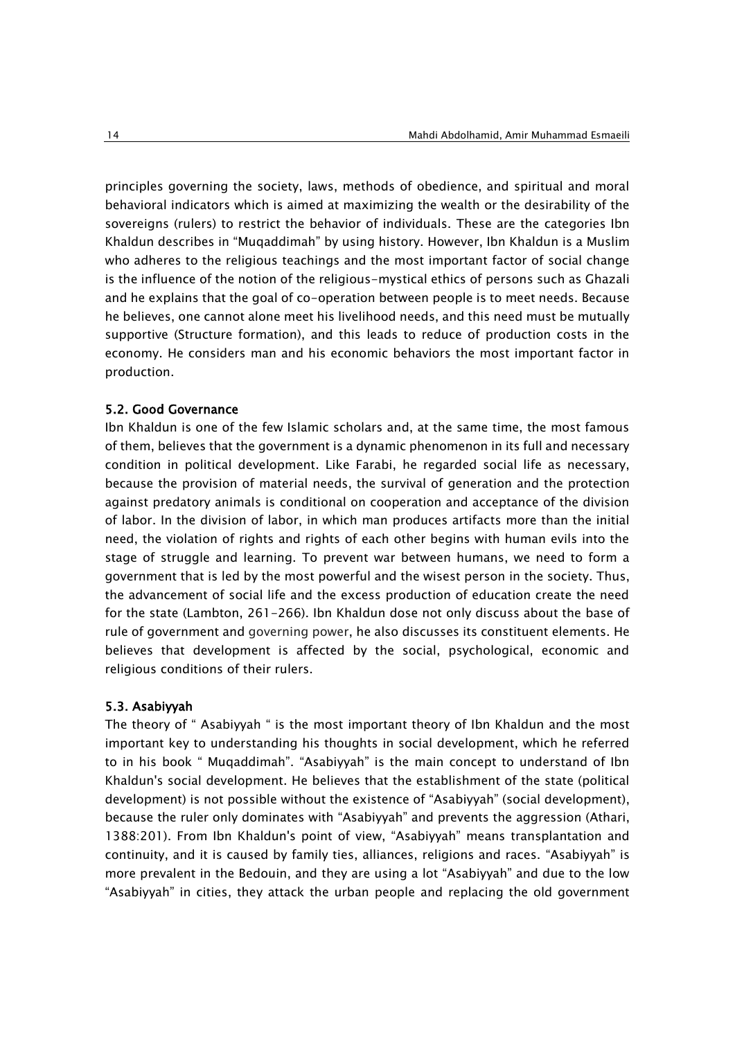principles governing the society, laws, methods of obedience, and spiritual and moral behavioral indicators which is aimed at maximizing the wealth or the desirability of the sovereigns (rulers) to restrict the behavior of individuals. These are the categories Ibn Khaldun describes in "Muqaddimah" by using history. However, Ibn Khaldun is a Muslim who adheres to the religious teachings and the most important factor of social change is the influence of the notion of the religious-mystical ethics of persons such as Ghazali and he explains that the goal of co-operation between people is to meet needs. Because he believes, one cannot alone meet his livelihood needs, and this need must be mutually supportive (Structure formation), and this leads to reduce of production costs in the economy. He considers man and his economic behaviors the most important factor in production.

### 5.2. Good Governance

Ibn Khaldun is one of the few Islamic scholars and, at the same time, the most famous of them, believes that the government is a dynamic phenomenon in its full and necessary condition in political development. Like Farabi, he regarded social life as necessary, because the provision of material needs, the survival of generation and the protection against predatory animals is conditional on cooperation and acceptance of the division of labor. In the division of labor, in which man produces artifacts more than the initial need, the violation of rights and rights of each other begins with human evils into the stage of struggle and learning. To prevent war between humans, we need to form a government that is led by the most powerful and the wisest person in the society. Thus, the advancement of social life and the excess production of education create the need for the state (Lambton, 261-266). Ibn Khaldun dose not only discuss about the base of rule of government and governing power, he also discusses its constituent elements. He believes that development is affected by the social, psychological, economic and religious conditions of their rulers.

### 5.3. Asabiyyah

The theory of " Asabiyyah " is the most important theory of Ibn Khaldun and the most important key to understanding his thoughts in social development, which he referred to in his book " Muqaddimah". "Asabiyyah" is the main concept to understand of Ibn Khaldun's social development. He believes that the establishment of the state (political development) is not possible without the existence of "Asabiyyah" (social development), because the ruler only dominates with "Asabiyyah" and prevents the aggression (Athari, 1388:201). From Ibn Khaldun's point of view, "Asabiyyah" means transplantation and continuity, and it is caused by family ties, alliances, religions and races. "Asabiyyah" is more prevalent in the Bedouin, and they are using a lot "Asabiyyah" and due to the low "Asabiyyah" in cities, they attack the urban people and replacing the old government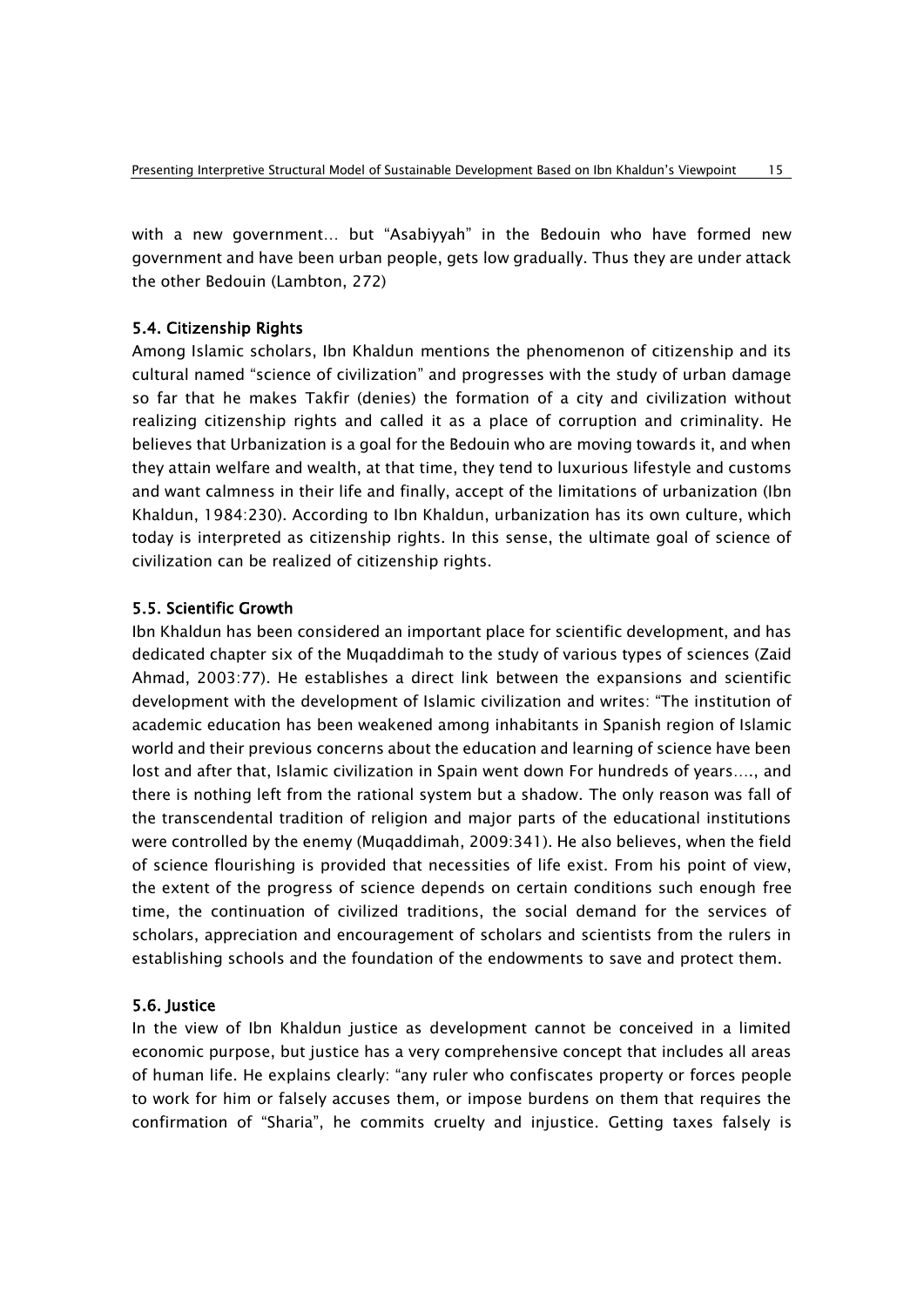with a new government… but "Asabiyyah" in the Bedouin who have formed new government and have been urban people, gets low gradually. Thus they are under attack the other Bedouin (Lambton, 272)

### 5.4. Citizenship Rights

Among Islamic scholars, Ibn Khaldun mentions the phenomenon of citizenship and its cultural named "science of civilization" and progresses with the study of urban damage so far that he makes Takfir (denies) the formation of a city and civilization without realizing citizenship rights and called it as a place of corruption and criminality. He believes that Urbanization is a goal for the Bedouin who are moving towards it, and when they attain welfare and wealth, at that time, they tend to luxurious lifestyle and customs and want calmness in their life and finally, accept of the limitations of urbanization (Ibn Khaldun, 1984:230). According to Ibn Khaldun, urbanization has its own culture, which today is interpreted as citizenship rights. In this sense, the ultimate goal of science of civilization can be realized of citizenship rights.

### 5.5. Scientific Growth

Ibn Khaldun has been considered an important place for scientific development, and has dedicated chapter six of the Muqaddimah to the study of various types of sciences (Zaid Ahmad, 2003:77). He establishes a direct link between the expansions and scientific development with the development of Islamic civilization and writes: "The institution of academic education has been weakened among inhabitants in Spanish region of Islamic world and their previous concerns about the education and learning of science have been lost and after that, Islamic civilization in Spain went down For hundreds of years…., and there is nothing left from the rational system but a shadow. The only reason was fall of the transcendental tradition of religion and major parts of the educational institutions were controlled by the enemy (Muqaddimah, 2009:341). He also believes, when the field of science flourishing is provided that necessities of life exist. From his point of view, the extent of the progress of science depends on certain conditions such enough free time, the continuation of civilized traditions, the social demand for the services of scholars, appreciation and encouragement of scholars and scientists from the rulers in establishing schools and the foundation of the endowments to save and protect them.

### 5.6. Justice

In the view of Ibn Khaldun justice as development cannot be conceived in a limited economic purpose, but justice has a very comprehensive concept that includes all areas of human life. He explains clearly: "any ruler who confiscates property or forces people to work for him or falsely accuses them, or impose burdens on them that requires the confirmation of "Sharia", he commits cruelty and injustice. Getting taxes falsely is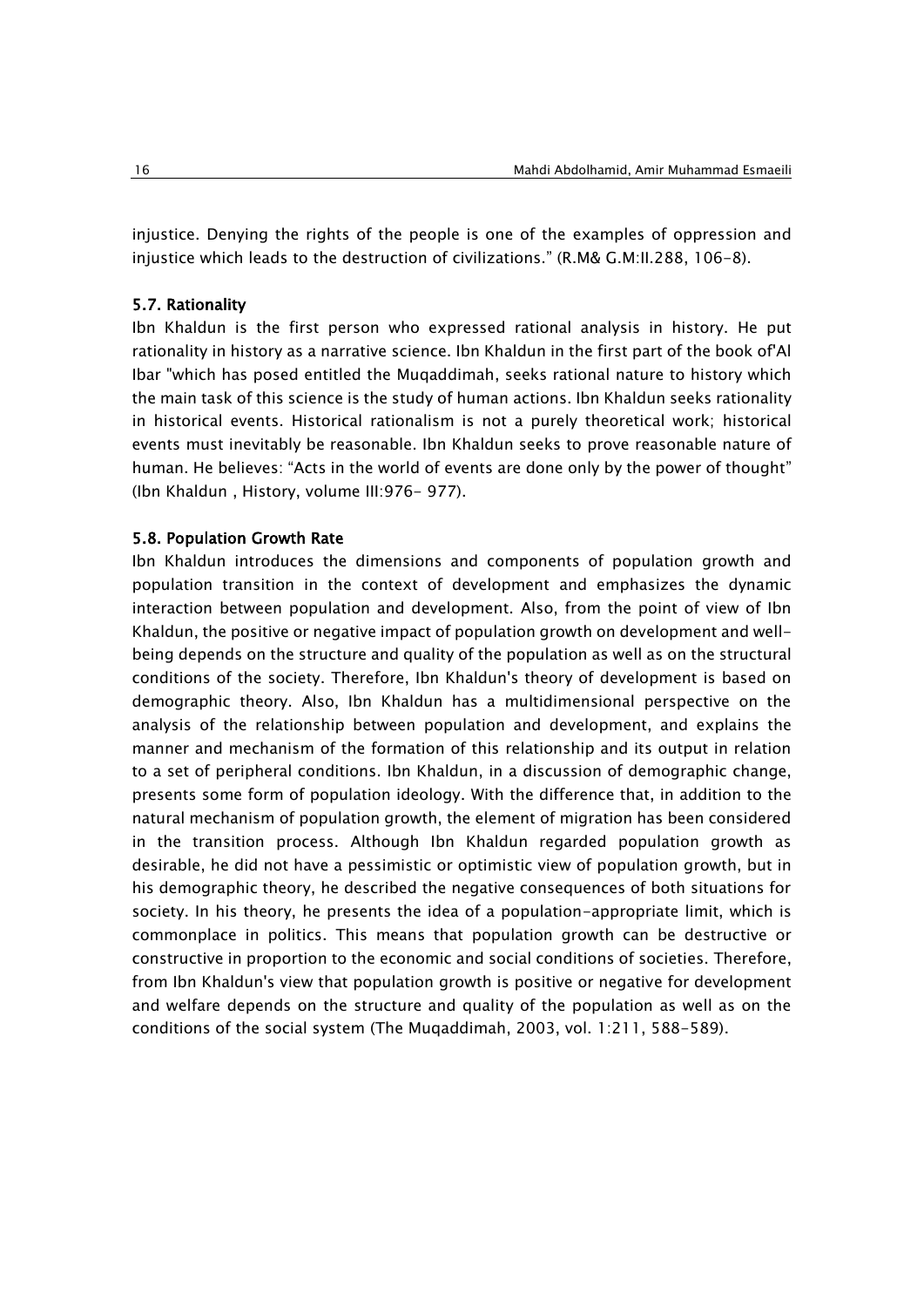injustice. Denying the rights of the people is one of the examples of oppression and injustice which leads to the destruction of civilizations." (R.M& G.M:II.288, 106-8).

### 5.7. Rationality

Ibn Khaldun is the first person who expressed rational analysis in history. He put rationality in history as a narrative science. Ibn Khaldun in the first part of the book of'Al Ibar "which has posed entitled the Muqaddimah, seeks rational nature to history which the main task of this science is the study of human actions. Ibn Khaldun seeks rationality in historical events. Historical rationalism is not a purely theoretical work; historical events must inevitably be reasonable. Ibn Khaldun seeks to prove reasonable nature of human. He believes: "Acts in the world of events are done only by the power of thought" (Ibn Khaldun , History, volume III:976- 977).

### 5.8. Population Growth Rate

Ibn Khaldun introduces the dimensions and components of population growth and population transition in the context of development and emphasizes the dynamic interaction between population and development. Also, from the point of view of Ibn Khaldun, the positive or negative impact of population growth on development and well-being depends on the structure and quality of the population as well as on the structural conditions of the society. Therefore, Ibn Khaldun's theory of development is based on demographic theory. Also, Ibn Khaldun has a multidimensional perspective on the analysis of the relationship between population and development, and explains the manner and mechanism of the formation of this relationship and its output in relation to a set of peripheral conditions. Ibn Khaldun, in a discussion of demographic change, presents some form of population ideology. With the difference that, in addition to the natural mechanism of population growth, the element of migration has been considered in the transition process. Although Ibn Khaldun regarded population growth as desirable, he did not have a pessimistic or optimistic view of population growth, but in his demographic theory, he described the negative consequences of both situations for society. In his theory, he presents the idea of a population-appropriate limit, which is commonplace in politics. This means that population growth can be destructive or constructive in proportion to the economic and social conditions of societies. Therefore, from Ibn Khaldun's view that population growth is positive or negative for development and welfare depends on the structure and quality of the population as well as on the conditions of the social system (The Muqaddimah, 2003, vol. 1:211, 588-589).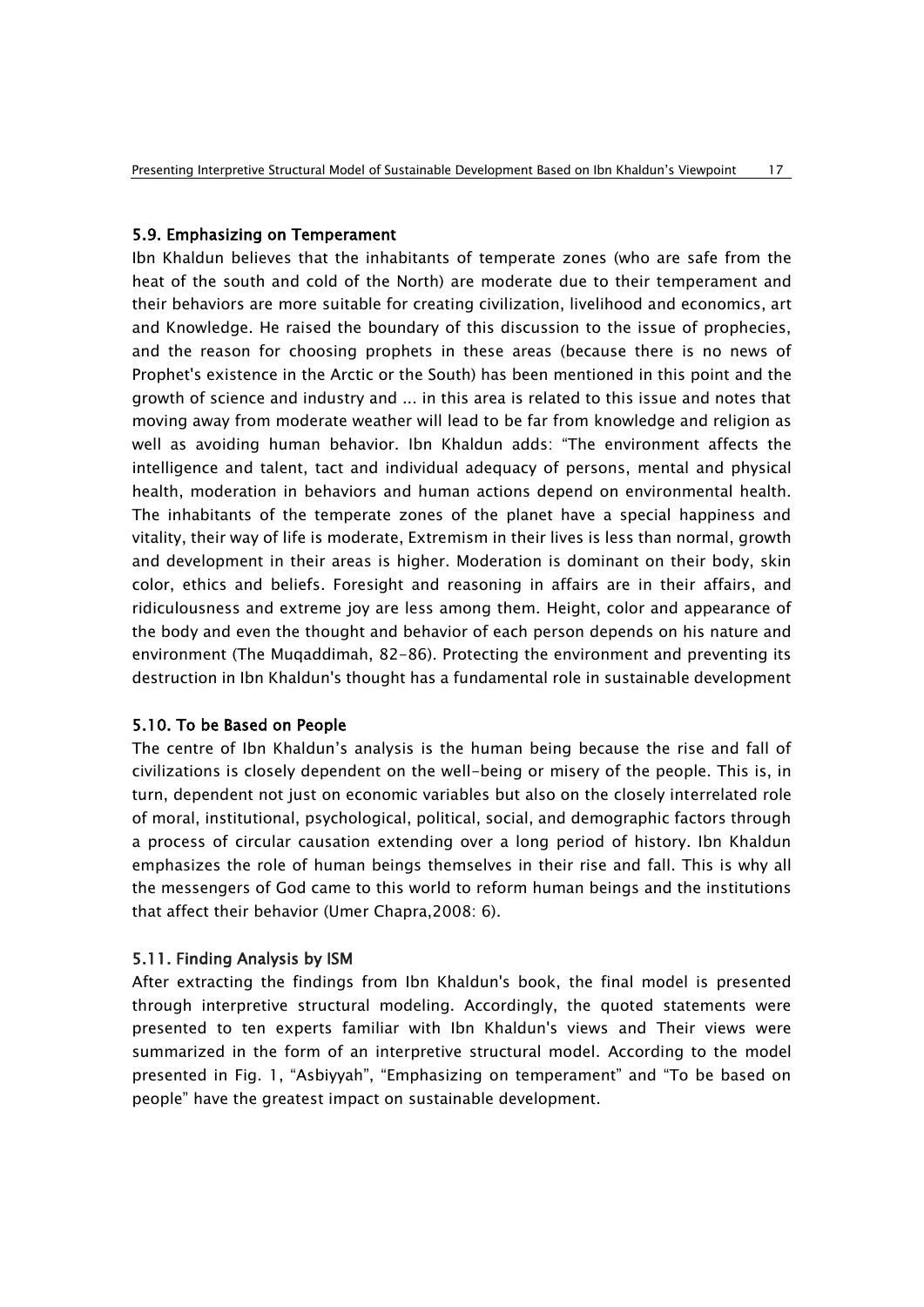### 5.9. Emphasizing on Temperament

Ibn Khaldun believes that the inhabitants of temperate zones (who are safe from the heat of the south and cold of the North) are moderate due to their temperament and their behaviors are more suitable for creating civilization, livelihood and economics, art and Knowledge. He raised the boundary of this discussion to the issue of prophecies, and the reason for choosing prophets in these areas (because there is no news of Prophet's existence in the Arctic or the South) has been mentioned in this point and the growth of science and industry and ... in this area is related to this issue and notes that moving away from moderate weather will lead to be far from knowledge and religion as well as avoiding human behavior. Ibn Khaldun adds: "The environment affects the intelligence and talent, tact and individual adequacy of persons, mental and physical health, moderation in behaviors and human actions depend on environmental health. The inhabitants of the temperate zones of the planet have a special happiness and vitality, their way of life is moderate, Extremism in their lives is less than normal, growth and development in their areas is higher. Moderation is dominant on their body, skin color, ethics and beliefs. Foresight and reasoning in affairs are in their affairs, and ridiculousness and extreme joy are less among them. Height, color and appearance of the body and even the thought and behavior of each person depends on his nature and environment (The Muqaddimah, 82-86). Protecting the environment and preventing its destruction in Ibn Khaldun's thought has a fundamental role in sustainable development

### 5.10. To be Based on People

The centre of Ibn Khaldun's analysis is the human being because the rise and fall of civilizations is closely dependent on the well-being or misery of the people. This is, in turn, dependent not just on economic variables but also on the closely interrelated role of moral, institutional, psychological, political, social, and demographic factors through a process of circular causation extending over a long period of history. Ibn Khaldun emphasizes the role of human beings themselves in their rise and fall. This is why all the messengers of God came to this world to reform human beings and the institutions that affect their behavior (Umer Chapra,2008: 6).

### 5.11. Finding Analysis by ISM

After extracting the findings from Ibn Khaldun's book, the final model is presented through interpretive structural modeling. Accordingly, the quoted statements were presented to ten experts familiar with Ibn Khaldun's views and Their views were summarized in the form of an interpretive structural model. According to the model presented in Fig. 1, "Asbiyyah", "Emphasizing on temperament" and "To be based on people" have the greatest impact on sustainable development.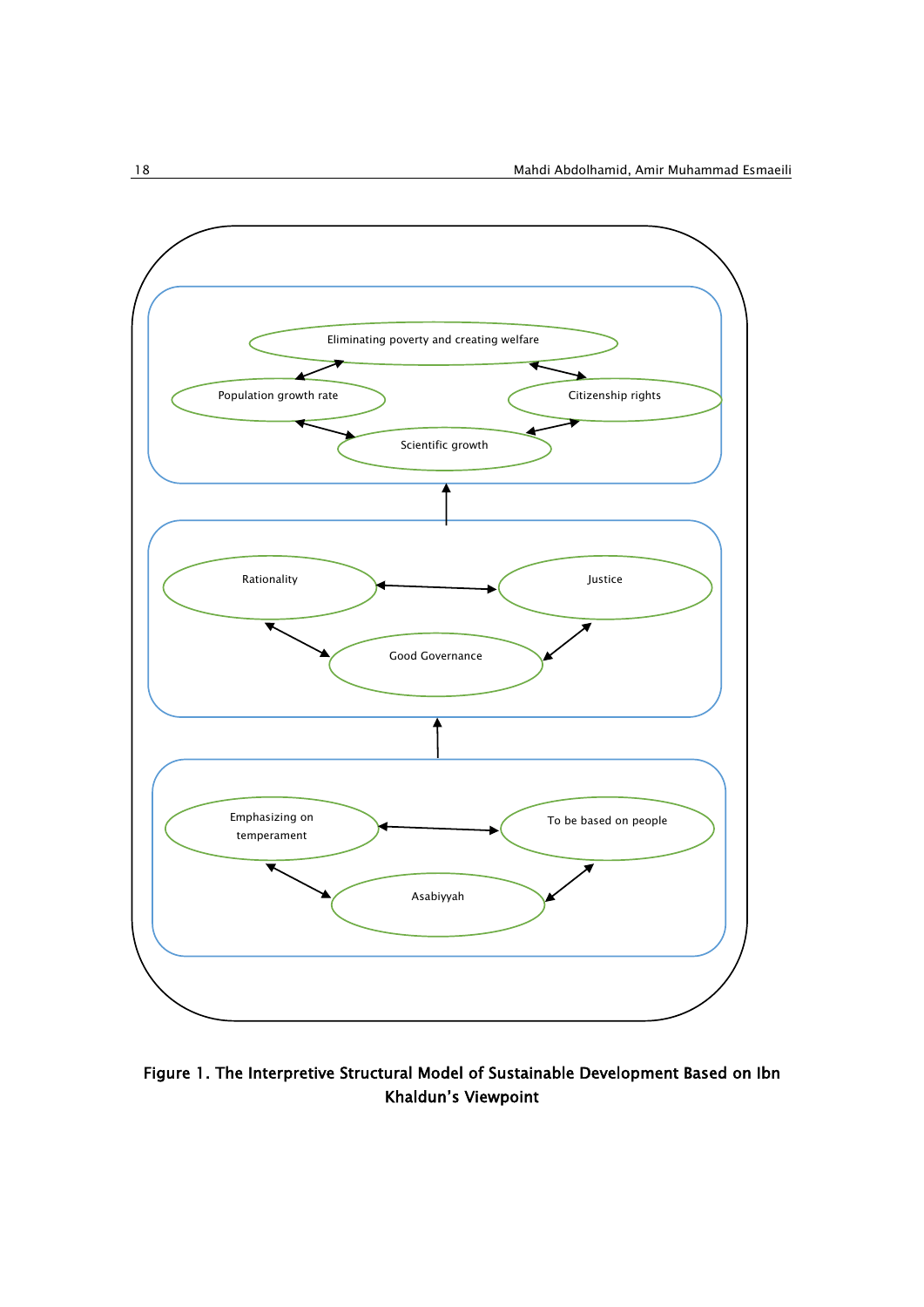Eliminating poverty and creating welfare

Population growth rate

Citizenship rights

Scientific growth

Rationality

Justice

Good Governance

Emphasizing on temperament

To be based on people

Asabiyyah

**Figure 1. The Interpretive Structural Model of Sustainable Development Based on Ibn Khaldun's Viewpoint**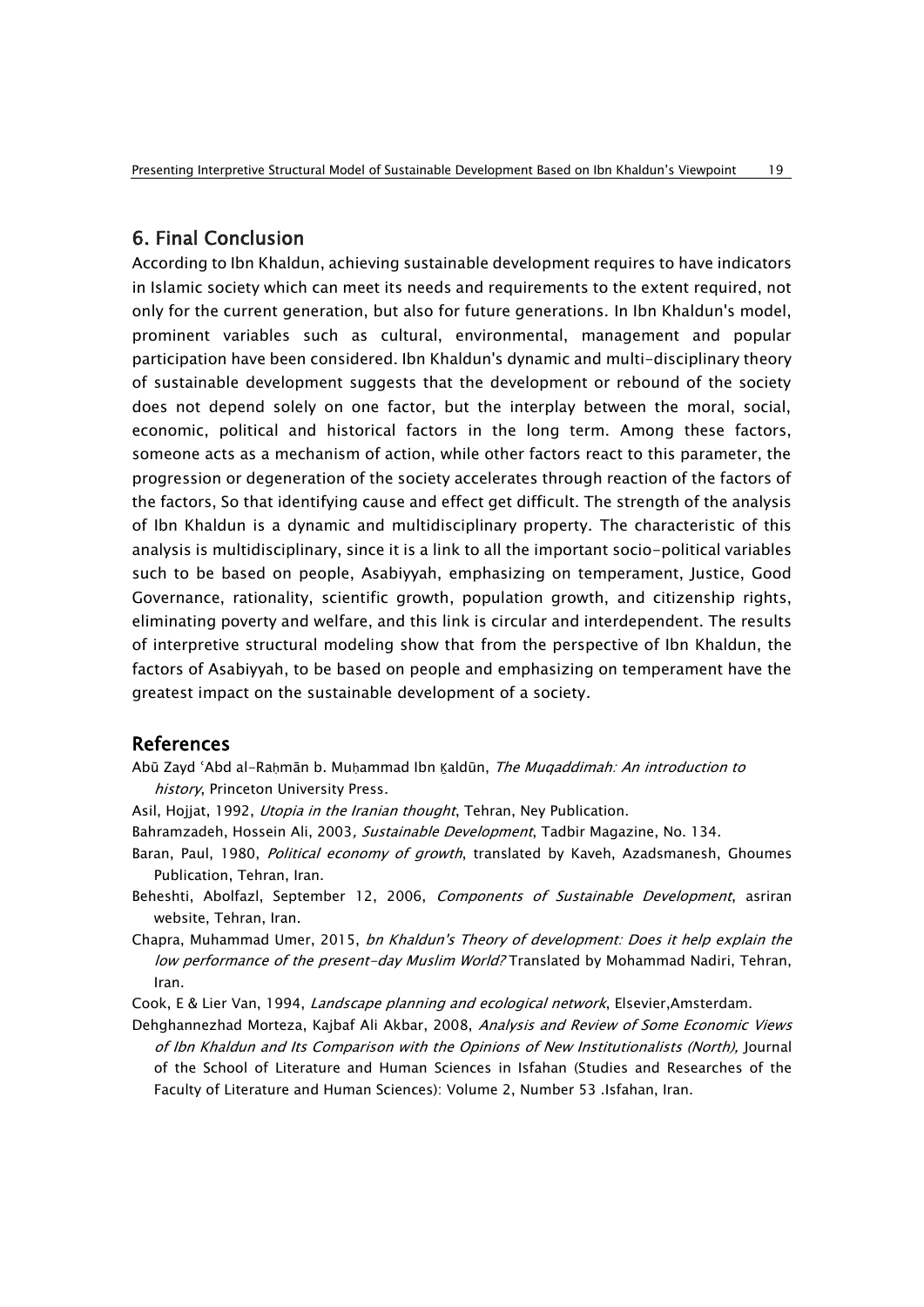## 6. Final Conclusion

According to Ibn Khaldun, achieving sustainable development requires to have indicators in Islamic society which can meet its needs and requirements to the extent required, not only for the current generation, but also for future generations. In Ibn Khaldun's model, prominent variables such as cultural, environmental, management and popular participation have been considered. Ibn Khaldun's dynamic and multi-disciplinary theory of sustainable development suggests that the development or rebound of the society does not depend solely on one factor, but the interplay between the moral, social, economic, political and historical factors in the long term. Among these factors, someone acts as a mechanism of action, while other factors react to this parameter, the progression or degeneration of the society accelerates through reaction of the factors of the factors, So that identifying cause and effect get difficult. The strength of the analysis of Ibn Khaldun is a dynamic and multidisciplinary property. The characteristic of this analysis is multidisciplinary, since it is a link to all the important socio-political variables such to be based on people, Asabiyyah, emphasizing on temperament, Justice, Good Governance, rationality, scientific growth, population growth, and citizenship rights, eliminating poverty and welfare, and this link is circular and interdependent. The results of interpretive structural modeling show that from the perspective of Ibn Khaldun, the factors of Asabiyyah, to be based on people and emphasizing on temperament have the greatest impact on the sustainable development of a society.

## References

Abū Zayd ʿAbd al-Raḥmān b. Muḥammad Ibn Ḵaldūn, *The Muqaddimah: An introduction to history*, Princeton University Press.

Asil, Hojjat, 1992, *Utopia in the Iranian thought*, Tehran, Ney Publication.

Bahramzadeh, Hossein Ali, 2003*, Sustainable Development*, Tadbir Magazine, No. 134.

Baran, Paul, 1980, *Political economy of growth*, translated by Kaveh, Azadsmanesh, Ghoumes Publication, Tehran, Iran.

Beheshti, Abolfazl, September 12, 2006, *Components of Sustainable Development*, asriran website, Tehran, Iran.

Chapra, Muhammad Umer, 2015, *bn Khaldun's Theory of development: Does it help explain the low performance of the present-day Muslim World?* Translated by Mohammad Nadiri, Tehran, Iran.

Cook, E & Lier Van, 1994, *Landscape planning and ecological network*, Elsevier,Amsterdam.

Dehghannezhad Morteza, Kajbaf Ali Akbar, 2008, *Analysis and Review of Some Economic Views of Ibn Khaldun and Its Comparison with the Opinions of New Institutionalists (North),* Journal of the School of Literature and Human Sciences in Isfahan (Studies and Researches of the Faculty of Literature and Human Sciences): Volume 2, Number 53 .Isfahan, Iran.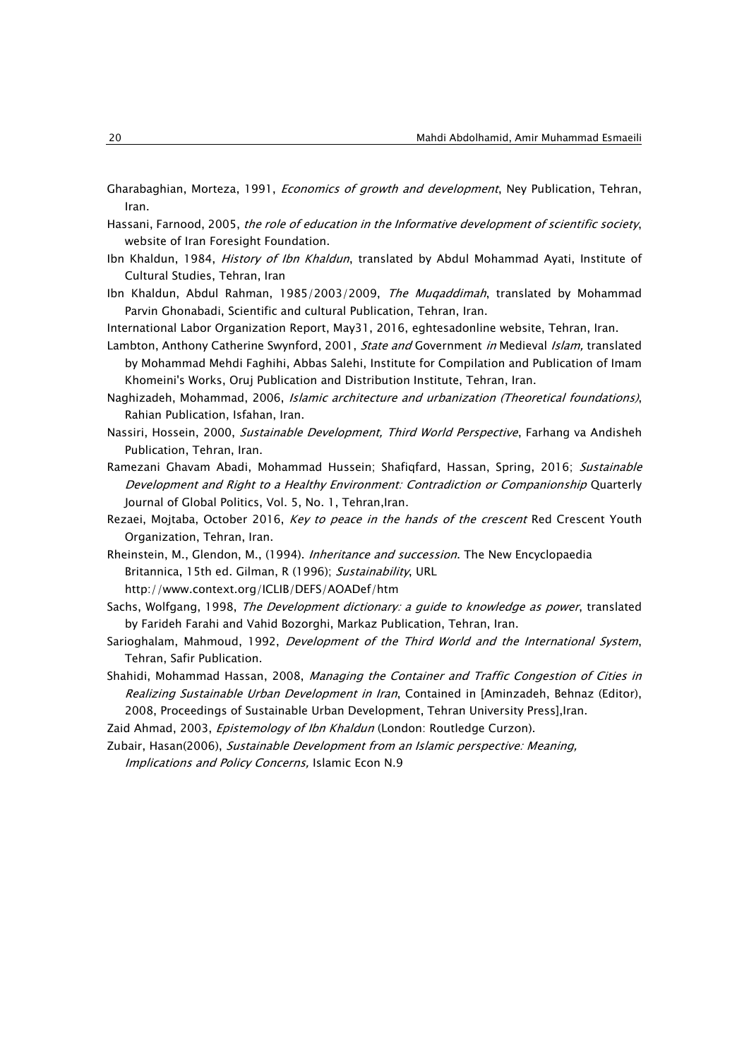Gharabaghian, Morteza, 1991, *Economics of growth and development*, Ney Publication, Tehran, Iran.

Hassani, Farnood, 2005, *the role of education in the Informative development of scientific society*, website of Iran Foresight Foundation.

Ibn Khaldun, 1984, *History of Ibn Khaldun*, translated by Abdul Mohammad Ayati, Institute of Cultural Studies, Tehran, Iran

Ibn Khaldun, Abdul Rahman, 1985/2003/2009, *The Muqaddimah*, translated by Mohammad Parvin Ghonabadi, Scientific and cultural Publication, Tehran, Iran.

International Labor Organization Report, May31, 2016, eghtesadonline website, Tehran, Iran.

Lambton, Anthony Catherine Swynford, 2001, *State and* Government *in* Medieval *Islam,* translated by Mohammad Mehdi Faghihi, Abbas Salehi, Institute for Compilation and Publication of Imam Khomeini's Works, Oruj Publication and Distribution Institute, Tehran, Iran.

Naghizadeh, Mohammad, 2006, *Islamic architecture and urbanization (Theoretical foundations)*, Rahian Publication, Isfahan, Iran.

Nassiri, Hossein, 2000, *Sustainable Development, Third World Perspective*, Farhang va Andisheh Publication, Tehran, Iran.

Ramezani Ghavam Abadi, Mohammad Hussein; Shafiqfard, Hassan, Spring, 2016; *Sustainable Development and Right to a Healthy Environment: Contradiction or Companionship* Quarterly Journal of Global Politics, Vol. 5, No. 1, Tehran,Iran.

Rezaei, Mojtaba, October 2016, *Key to peace in the hands of the crescent* Red Crescent Youth Organization, Tehran, Iran.

Rheinstein, M., Glendon, M., (1994). *Inheritance and succession*. The New Encyclopaedia Britannica, 15th ed. Gilman, R (1996); *Sustainability*, URL http://www.context.org/ICLIB/DEFS/AOADef/htm

Sachs, Wolfgang, 1998, *The Development dictionary: a guide to knowledge as power*, translated by Farideh Farahi and Vahid Bozorghi, Markaz Publication, Tehran, Iran.

Sarioghalam, Mahmoud, 1992, *Development of the Third World and the International System*, Tehran, Safir Publication.

Shahidi, Mohammad Hassan, 2008, *Managing the Container and Traffic Congestion of Cities in Realizing Sustainable Urban Development in Iran*, Contained in [Aminzadeh, Behnaz (Editor), 2008, Proceedings of Sustainable Urban Development, Tehran University Press],Iran.

Zaid Ahmad, 2003, *Epistemology of Ibn Khaldun* (London: Routledge Curzon).

Zubair, Hasan(2006), *Sustainable Development from an Islamic perspective: Meaning, Implications and Policy Concerns,* Islamic Econ N.9